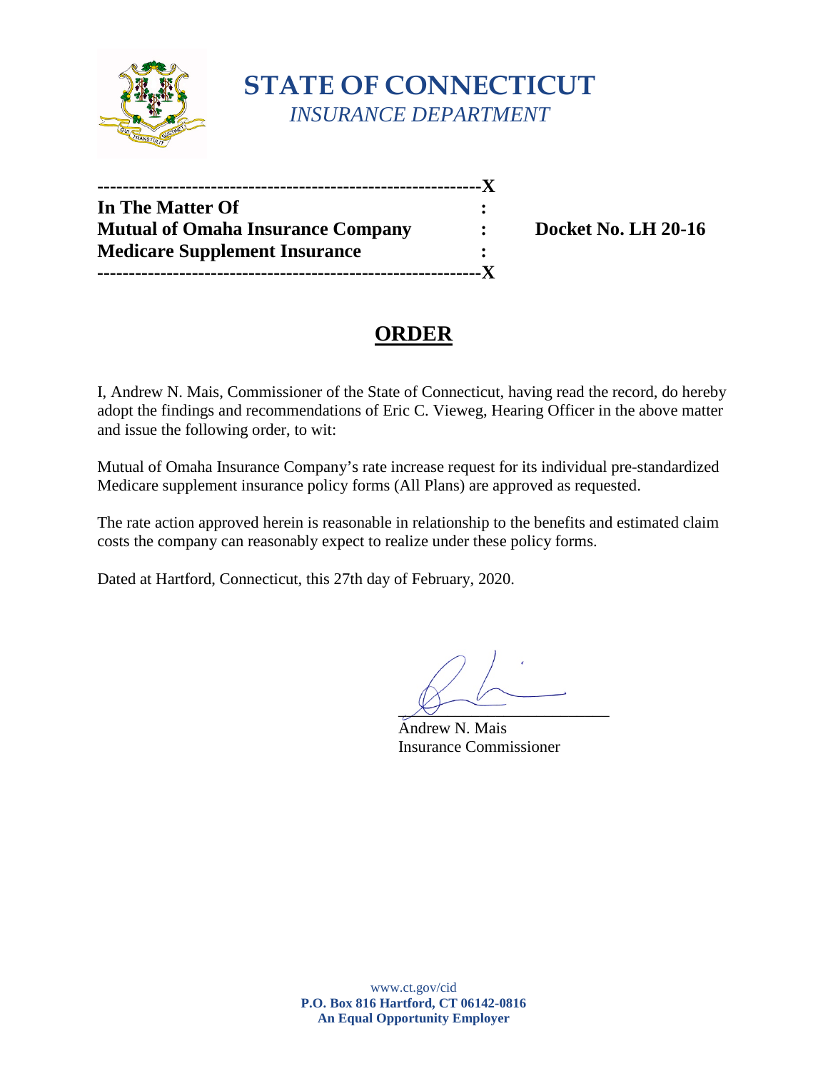# STATE OF CONNECTICUT

*INSURANCE DEPARTMENT*

```
-------------------------------------------------------------X
In The Matter Of                                             :
Mutual of Omaha Insurance Company                            :     Docket No. LH 20-16
Medicare Supplement Insurance                                :
-------------------------------------------------------------X
```

## ORDER

I, Andrew N. Mais, Commissioner of the State of Connecticut, having read the record, do hereby adopt the findings and recommendations of Eric C. Vieweg, Hearing Officer in the above matter and issue the following order, to wit:

Mutual of Omaha Insurance Company's rate increase request for its individual pre-standardized Medicare supplement insurance policy forms (All Plans) are approved as requested.

The rate action approved herein is reasonable in relationship to the benefits and estimated claim costs the company can reasonably expect to realize under these policy forms.

Dated at Hartford, Connecticut, this 27th day of February, 2020.

\_\_\_\_\_\_\_\_\_\_\_\_\_\_\_\_\_\_\_\_\_\_\_\_\_\_
Andrew N. Mais
Insurance Commissioner

www.ct.gov/cid
**P.O. Box 816 Hartford, CT 06142-0816**
**An Equal Opportunity Employer**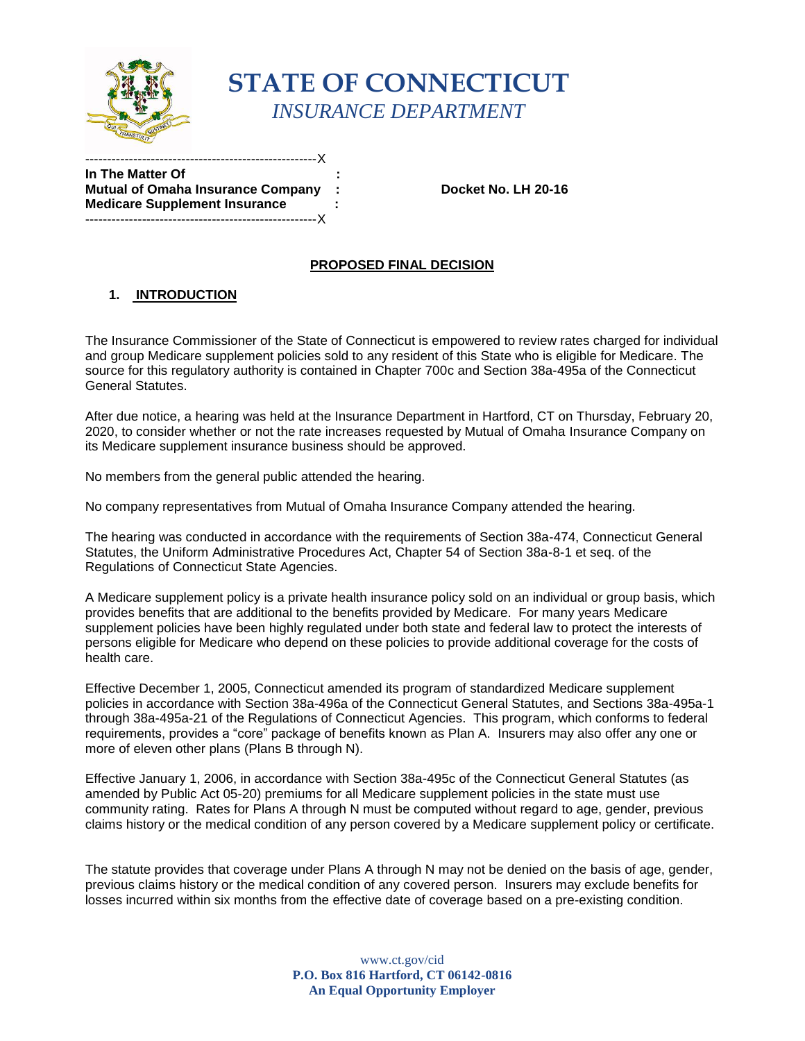# STATE OF CONNECTICUT
*INSURANCE DEPARTMENT*

-----------------------------------------------------X
**In The Matter Of :**
**Mutual of Omaha Insurance Company : Docket No. LH 20-16**
**Medicare Supplement Insurance :**
-----------------------------------------------------X

## PROPOSED FINAL DECISION

### 1. INTRODUCTION

The Insurance Commissioner of the State of Connecticut is empowered to review rates charged for individual and group Medicare supplement policies sold to any resident of this State who is eligible for Medicare. The source for this regulatory authority is contained in Chapter 700c and Section 38a-495a of the Connecticut General Statutes.

After due notice, a hearing was held at the Insurance Department in Hartford, CT on Thursday, February 20, 2020, to consider whether or not the rate increases requested by Mutual of Omaha Insurance Company on its Medicare supplement insurance business should be approved.

No members from the general public attended the hearing.

No company representatives from Mutual of Omaha Insurance Company attended the hearing.

The hearing was conducted in accordance with the requirements of Section 38a-474, Connecticut General Statutes, the Uniform Administrative Procedures Act, Chapter 54 of Section 38a-8-1 et seq. of the Regulations of Connecticut State Agencies.

A Medicare supplement policy is a private health insurance policy sold on an individual or group basis, which provides benefits that are additional to the benefits provided by Medicare. For many years Medicare supplement policies have been highly regulated under both state and federal law to protect the interests of persons eligible for Medicare who depend on these policies to provide additional coverage for the costs of health care.

Effective December 1, 2005, Connecticut amended its program of standardized Medicare supplement policies in accordance with Section 38a-496a of the Connecticut General Statutes, and Sections 38a-495a-1 through 38a-495a-21 of the Regulations of Connecticut Agencies. This program, which conforms to federal requirements, provides a "core" package of benefits known as Plan A. Insurers may also offer any one or more of eleven other plans (Plans B through N).

Effective January 1, 2006, in accordance with Section 38a-495c of the Connecticut General Statutes (as amended by Public Act 05-20) premiums for all Medicare supplement policies in the state must use community rating. Rates for Plans A through N must be computed without regard to age, gender, previous claims history or the medical condition of any person covered by a Medicare supplement policy or certificate.

The statute provides that coverage under Plans A through N may not be denied on the basis of age, gender, previous claims history or the medical condition of any covered person. Insurers may exclude benefits for losses incurred within six months from the effective date of coverage based on a pre-existing condition.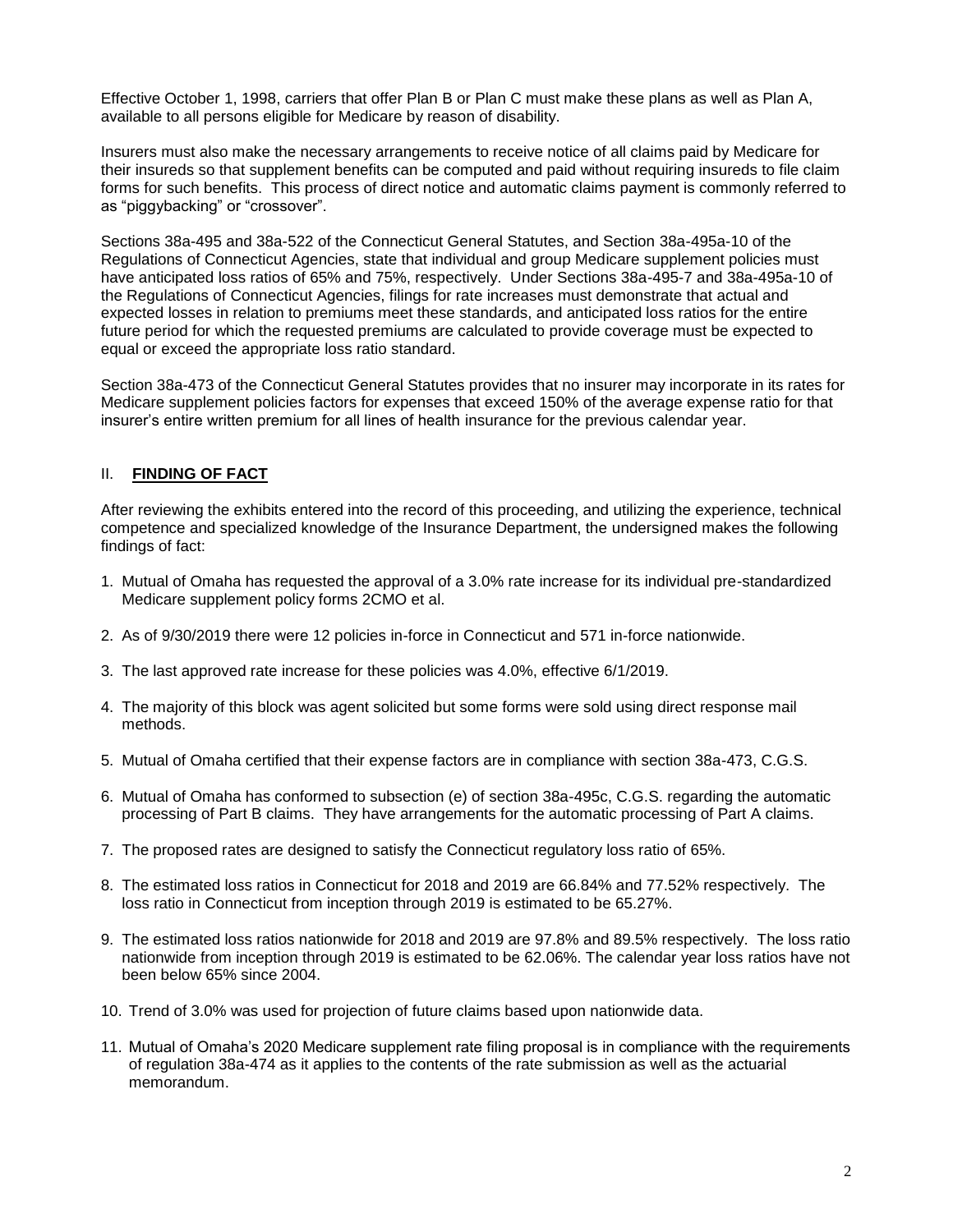Effective October 1, 1998, carriers that offer Plan B or Plan C must make these plans as well as Plan A, available to all persons eligible for Medicare by reason of disability.

Insurers must also make the necessary arrangements to receive notice of all claims paid by Medicare for their insureds so that supplement benefits can be computed and paid without requiring insureds to file claim forms for such benefits. This process of direct notice and automatic claims payment is commonly referred to as "piggybacking" or "crossover".

Sections 38a-495 and 38a-522 of the Connecticut General Statutes, and Section 38a-495a-10 of the Regulations of Connecticut Agencies, state that individual and group Medicare supplement policies must have anticipated loss ratios of 65% and 75%, respectively. Under Sections 38a-495-7 and 38a-495a-10 of the Regulations of Connecticut Agencies, filings for rate increases must demonstrate that actual and expected losses in relation to premiums meet these standards, and anticipated loss ratios for the entire future period for which the requested premiums are calculated to provide coverage must be expected to equal or exceed the appropriate loss ratio standard.

Section 38a-473 of the Connecticut General Statutes provides that no insurer may incorporate in its rates for Medicare supplement policies factors for expenses that exceed 150% of the average expense ratio for that insurer's entire written premium for all lines of health insurance for the previous calendar year.

## II. **FINDING OF FACT**

After reviewing the exhibits entered into the record of this proceeding, and utilizing the experience, technical competence and specialized knowledge of the Insurance Department, the undersigned makes the following findings of fact:

1. Mutual of Omaha has requested the approval of a 3.0% rate increase for its individual pre-standardized Medicare supplement policy forms 2CMO et al.
2. As of 9/30/2019 there were 12 policies in-force in Connecticut and 571 in-force nationwide.
3. The last approved rate increase for these policies was 4.0%, effective 6/1/2019.
4. The majority of this block was agent solicited but some forms were sold using direct response mail methods.
5. Mutual of Omaha certified that their expense factors are in compliance with section 38a-473, C.G.S.
6. Mutual of Omaha has conformed to subsection (e) of section 38a-495c, C.G.S. regarding the automatic processing of Part B claims. They have arrangements for the automatic processing of Part A claims.
7. The proposed rates are designed to satisfy the Connecticut regulatory loss ratio of 65%.
8. The estimated loss ratios in Connecticut for 2018 and 2019 are 66.84% and 77.52% respectively. The loss ratio in Connecticut from inception through 2019 is estimated to be 65.27%.
9. The estimated loss ratios nationwide for 2018 and 2019 are 97.8% and 89.5% respectively. The loss ratio nationwide from inception through 2019 is estimated to be 62.06%. The calendar year loss ratios have not been below 65% since 2004.
10. Trend of 3.0% was used for projection of future claims based upon nationwide data.
11. Mutual of Omaha's 2020 Medicare supplement rate filing proposal is in compliance with the requirements of regulation 38a-474 as it applies to the contents of the rate submission as well as the actuarial memorandum.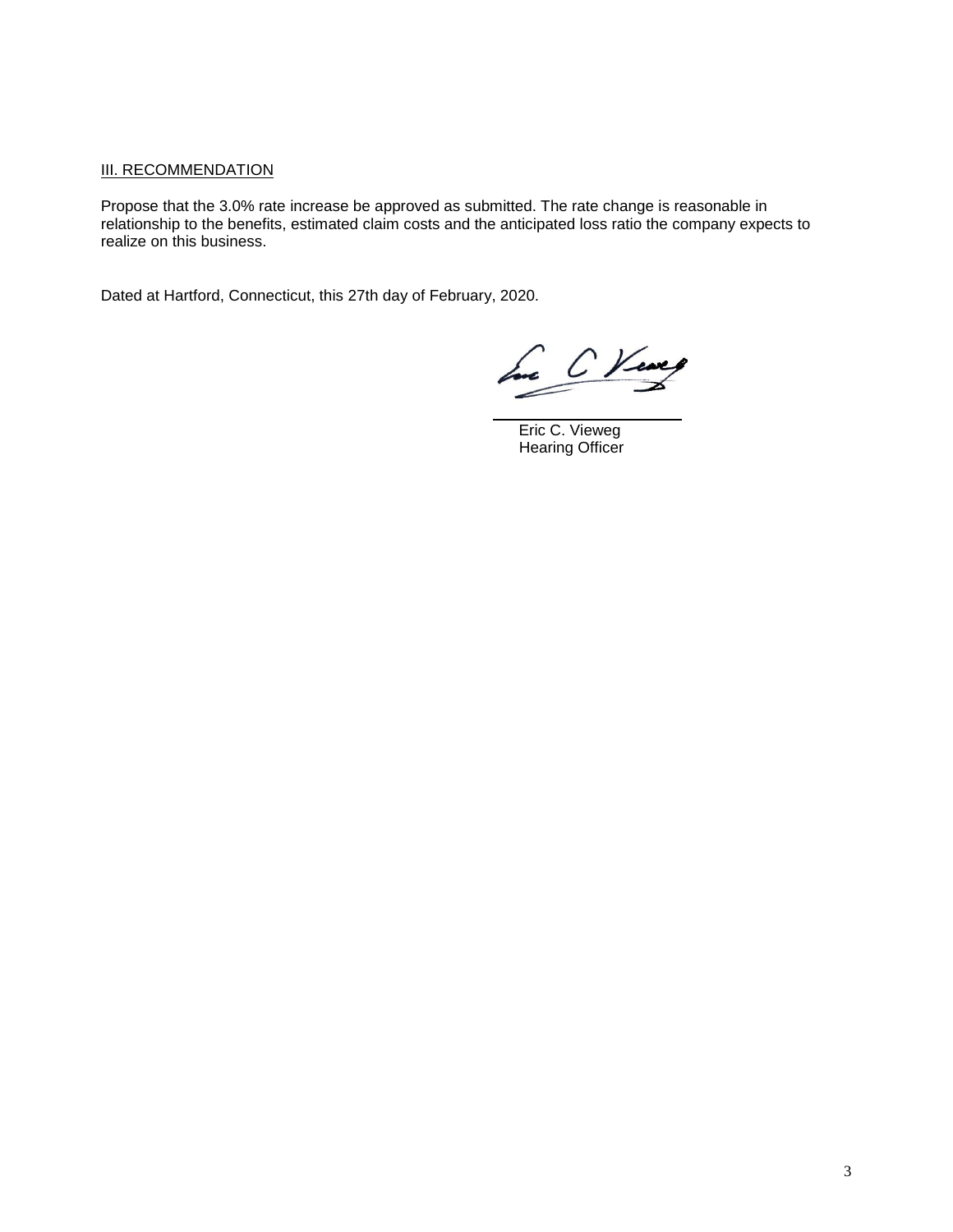## III. RECOMMENDATION

Propose that the 3.0% rate increase be approved as submitted. The rate change is reasonable in relationship to the benefits, estimated claim costs and the anticipated loss ratio the company expects to realize on this business.

Dated at Hartford, Connecticut, this 27th day of February, 2020.

Eric C. Vieweg
Hearing Officer